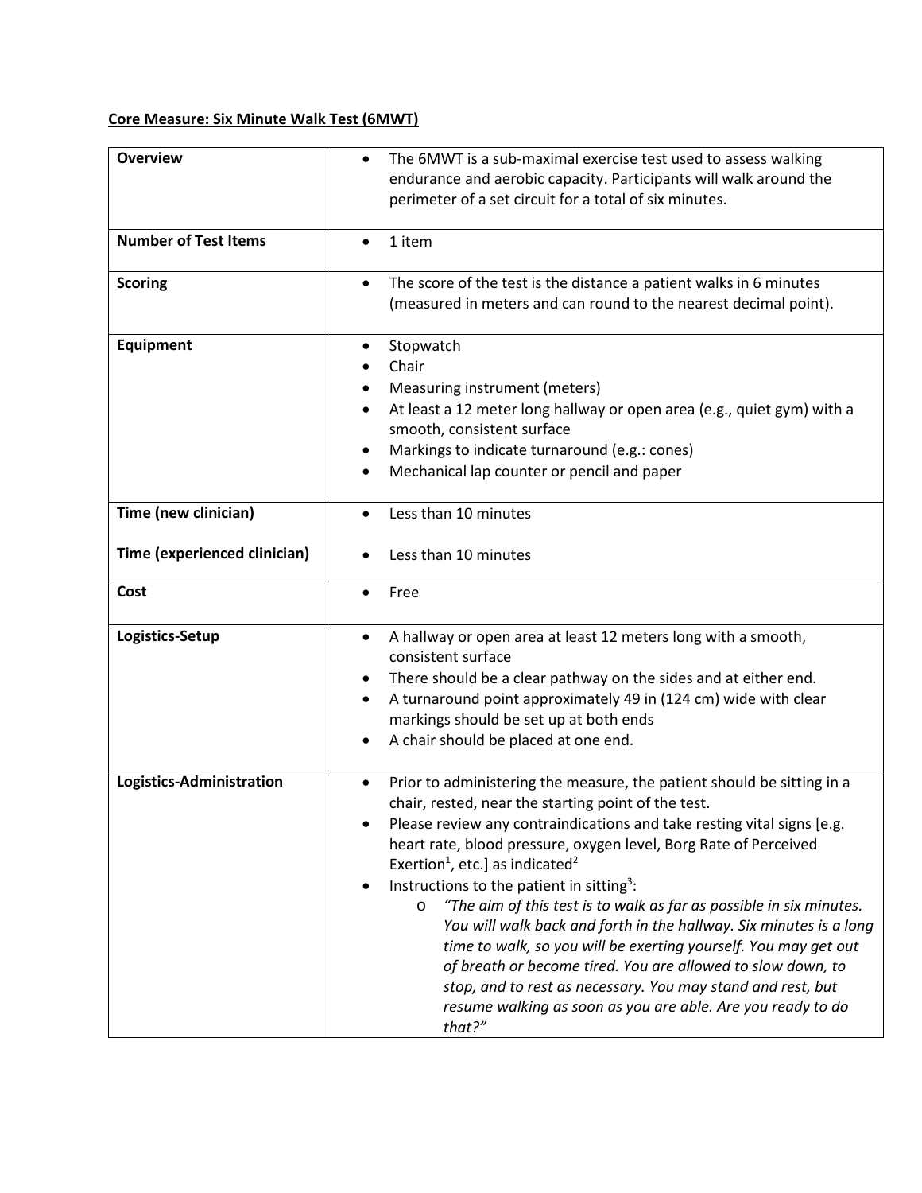**Core Measure: Six Minute Walk Test (6MWT)**

| | |
|---|---|
| **Overview** | • The 6MWT is a sub-maximal exercise test used to assess walking endurance and aerobic capacity. Participants will walk around the perimeter of a set circuit for a total of six minutes. |
| **Number of Test Items** | • 1 item |
| **Scoring** | • The score of the test is the distance a patient walks in 6 minutes (measured in meters and can round to the nearest decimal point). |
| **Equipment** | • Stopwatch<br>• Chair<br>• Measuring instrument (meters)<br>• At least a 12 meter long hallway or open area (e.g., quiet gym) with a smooth, consistent surface<br>• Markings to indicate turnaround (e.g.: cones)<br>• Mechanical lap counter or pencil and paper |
| **Time (new clinician)**<br><br>**Time (experienced clinician)** | • Less than 10 minutes<br><br>• Less than 10 minutes |
| **Cost** | • Free |
| **Logistics-Setup** | • A hallway or open area at least 12 meters long with a smooth, consistent surface<br>• There should be a clear pathway on the sides and at either end.<br>• A turnaround point approximately 49 in (124 cm) wide with clear markings should be set up at both ends<br>• A chair should be placed at one end. |
| **Logistics-Administration** | • Prior to administering the measure, the patient should be sitting in a chair, rested, near the starting point of the test.<br>• Please review any contraindications and take resting vital signs [e.g. heart rate, blood pressure, oxygen level, Borg Rate of Perceived Exertion[1], etc.] as indicated[2]<br>• Instructions to the patient in sitting[3]:<br>&nbsp;&nbsp;&nbsp;&nbsp;o *"The aim of this test is to walk as far as possible in six minutes. You will walk back and forth in the hallway. Six minutes is a long time to walk, so you will be exerting yourself. You may get out of breath or become tired. You are allowed to slow down, to stop, and to rest as necessary. You may stand and rest, but resume walking as soon as you are able. Are you ready to do that?"* |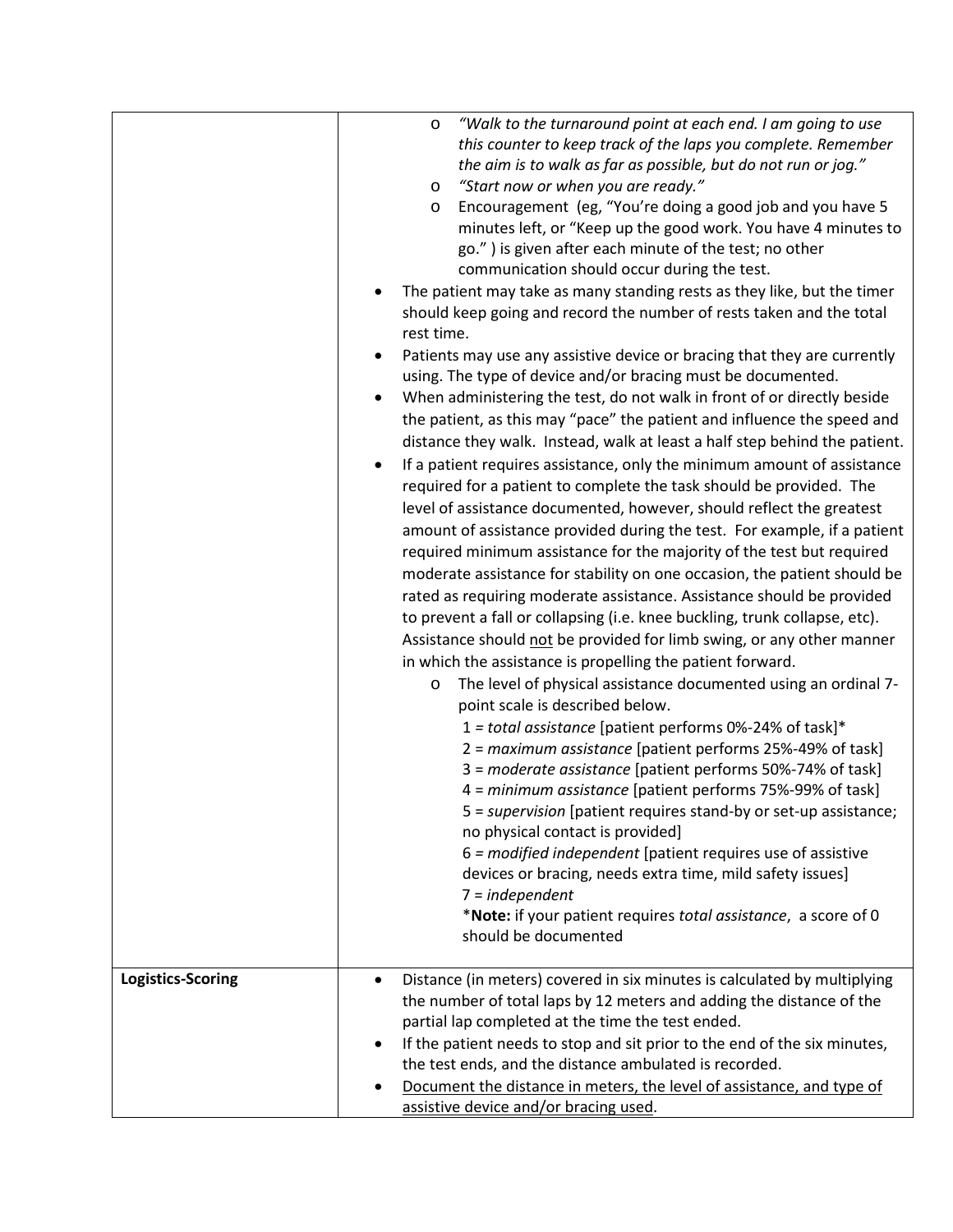| | |
|---|---|
| | o *"Walk to the turnaround point at each end. I am going to use this counter to keep track of the laps you complete. Remember the aim is to walk as far as possible, but do not run or jog."*<br>o *"Start now or when you are ready."*<br>o Encouragement (eg, "You're doing a good job and you have 5 minutes left, or "Keep up the good work. You have 4 minutes to go." ) is given after each minute of the test; no other communication should occur during the test.<br>• The patient may take as many standing rests as they like, but the timer should keep going and record the number of rests taken and the total rest time.<br>• Patients may use any assistive device or bracing that they are currently using. The type of device and/or bracing must be documented.<br>• When administering the test, do not walk in front of or directly beside the patient, as this may "pace" the patient and influence the speed and distance they walk. Instead, walk at least a half step behind the patient.<br>• If a patient requires assistance, only the minimum amount of assistance required for a patient to complete the task should be provided. The level of assistance documented, however, should reflect the greatest amount of assistance provided during the test. For example, if a patient required minimum assistance for the majority of the test but required moderate assistance for stability on one occasion, the patient should be rated as requiring moderate assistance. Assistance should be provided to prevent a fall or collapsing (i.e. knee buckling, trunk collapse, etc). Assistance should <u>not</u> be provided for limb swing, or any other manner in which the assistance is propelling the patient forward.<br>o The level of physical assistance documented using an ordinal 7-point scale is described below.<br>1 = *total assistance* [patient performs 0%-24% of task]*<br>2 = *maximum assistance* [patient performs 25%-49% of task]<br>3 = *moderate assistance* [patient performs 50%-74% of task]<br>4 = *minimum assistance* [patient performs 75%-99% of task]<br>5 = *supervision* [patient requires stand-by or set-up assistance; no physical contact is provided]<br>6 = *modified independent* [patient requires use of assistive devices or bracing, needs extra time, mild safety issues]<br>7 = *independent*<br>***Note:** if your patient requires *total assistance*, a score of 0 should be documented |
| **Logistics-Scoring** | • Distance (in meters) covered in six minutes is calculated by multiplying the number of total laps by 12 meters and adding the distance of the partial lap completed at the time the test ended.<br>• If the patient needs to stop and sit prior to the end of the six minutes, the test ends, and the distance ambulated is recorded.<br>• <u>Document the distance in meters, the level of assistance, and type of assistive device and/or bracing used</u>. |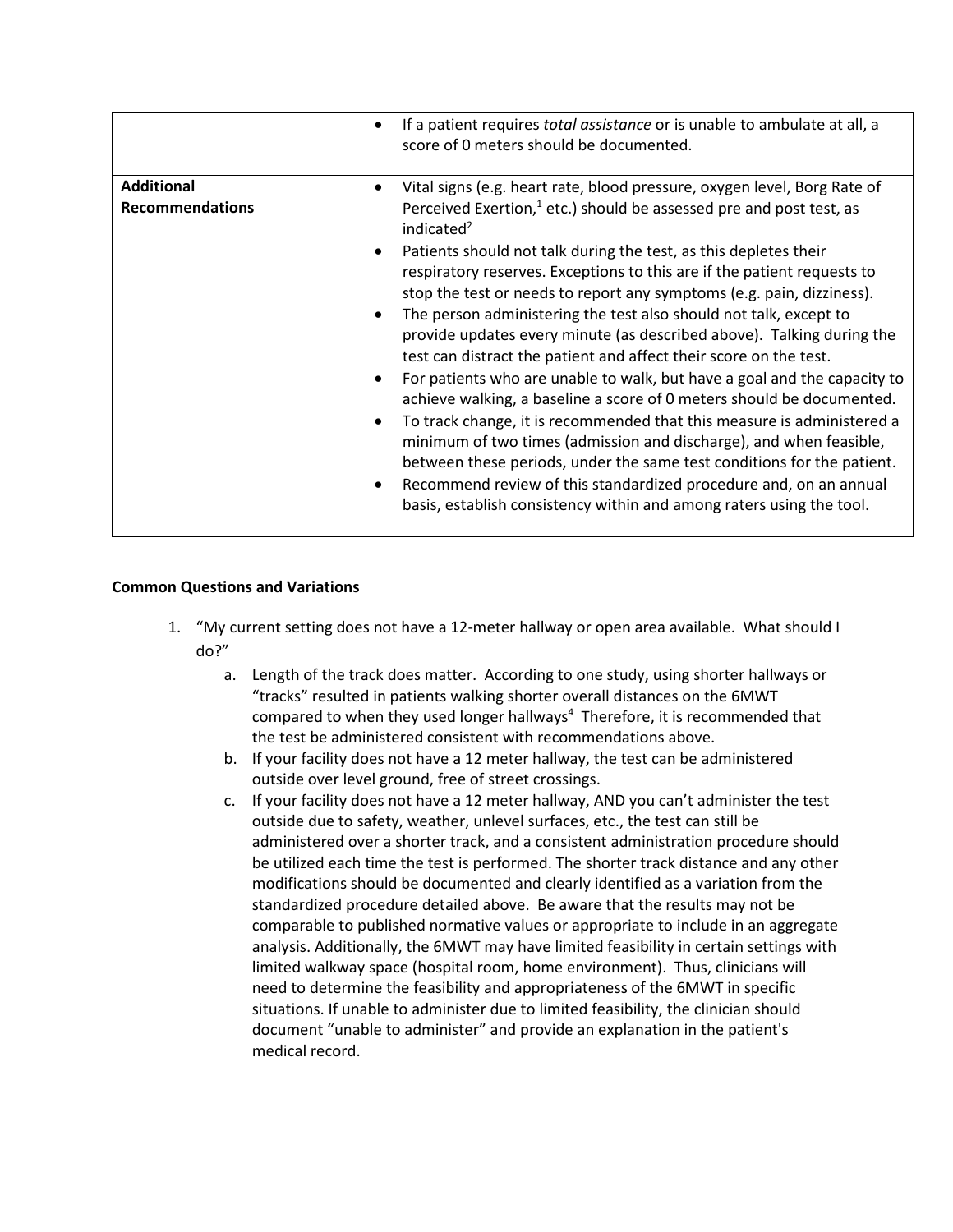| | |
|---|---|
| | • If a patient requires *total assistance* or is unable to ambulate at all, a score of 0 meters should be documented. |
| **Additional Recommendations** | • Vital signs (e.g. heart rate, blood pressure, oxygen level, Borg Rate of Perceived Exertion,[1] etc.) should be assessed pre and post test, as indicated[2]<br>• Patients should not talk during the test, as this depletes their respiratory reserves. Exceptions to this are if the patient requests to stop the test or needs to report any symptoms (e.g. pain, dizziness).<br>• The person administering the test also should not talk, except to provide updates every minute (as described above). Talking during the test can distract the patient and affect their score on the test.<br>• For patients who are unable to walk, but have a goal and the capacity to achieve walking, a baseline a score of 0 meters should be documented.<br>• To track change, it is recommended that this measure is administered a minimum of two times (admission and discharge), and when feasible, between these periods, under the same test conditions for the patient.<br>• Recommend review of this standardized procedure and, on an annual basis, establish consistency within and among raters using the tool. |

**Common Questions and Variations**

1. "My current setting does not have a 12-meter hallway or open area available. What should I do?"
   a. Length of the track does matter. According to one study, using shorter hallways or "tracks" resulted in patients walking shorter overall distances on the 6MWT compared to when they used longer hallways[4] Therefore, it is recommended that the test be administered consistent with recommendations above.
   b. If your facility does not have a 12 meter hallway, the test can be administered outside over level ground, free of street crossings.
   c. If your facility does not have a 12 meter hallway, AND you can't administer the test outside due to safety, weather, unlevel surfaces, etc., the test can still be administered over a shorter track, and a consistent administration procedure should be utilized each time the test is performed. The shorter track distance and any other modifications should be documented and clearly identified as a variation from the standardized procedure detailed above. Be aware that the results may not be comparable to published normative values or appropriate to include in an aggregate analysis. Additionally, the 6MWT may have limited feasibility in certain settings with limited walkway space (hospital room, home environment). Thus, clinicians will need to determine the feasibility and appropriateness of the 6MWT in specific situations. If unable to administer due to limited feasibility, the clinician should document "unable to administer" and provide an explanation in the patient's medical record.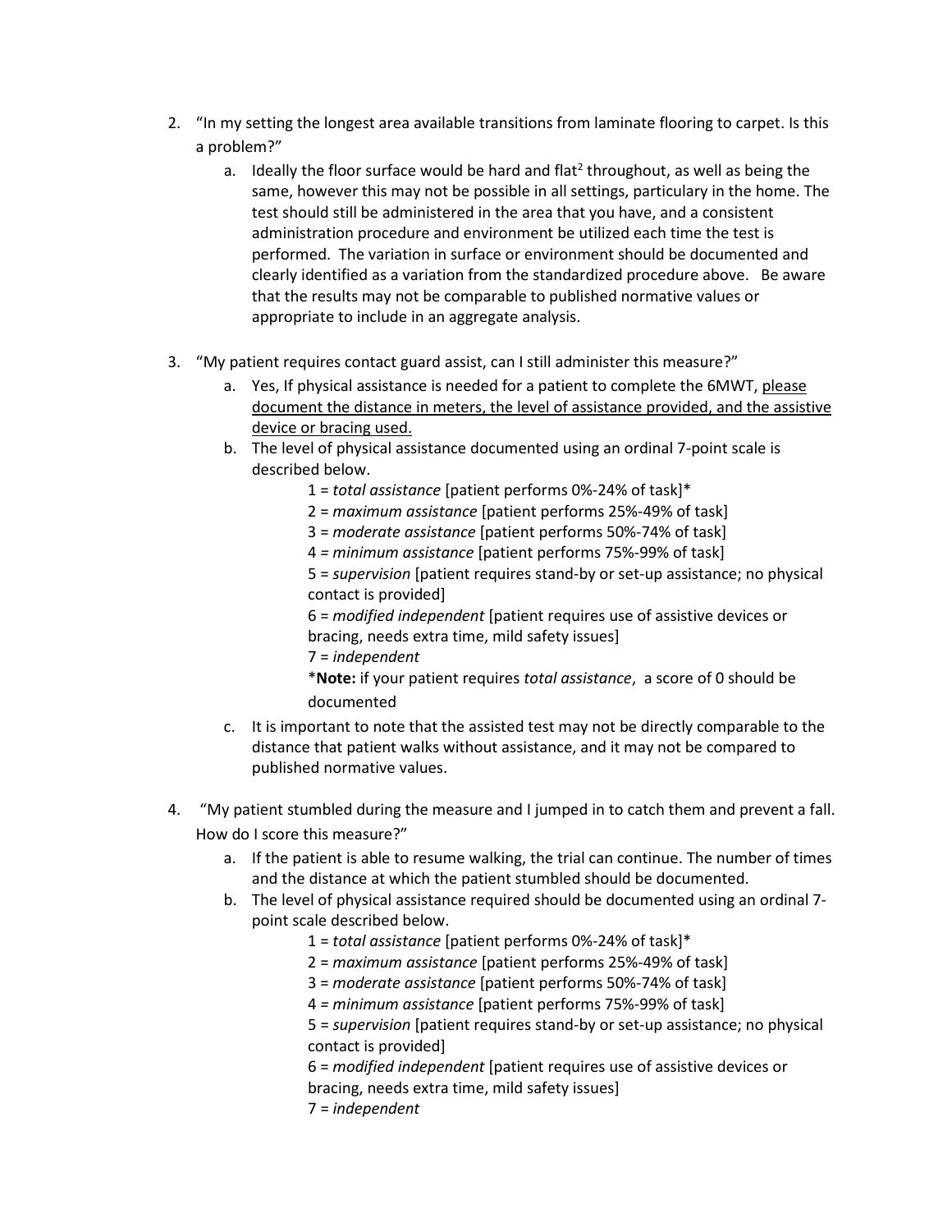2. "In my setting the longest area available transitions from laminate flooring to carpet. Is this a problem?"
   a. Ideally the floor surface would be hard and flat[2] throughout, as well as being the same, however this may not be possible in all settings, particulary in the home. The test should still be administered in the area that you have, and a consistent administration procedure and environment be utilized each time the test is performed. The variation in surface or environment should be documented and clearly identified as a variation from the standardized procedure above. Be aware that the results may not be comparable to published normative values or appropriate to include in an aggregate analysis.

3. "My patient requires contact guard assist, can I still administer this measure?"
   a. Yes, If physical assistance is needed for a patient to complete the 6MWT, <u>please document the distance in meters, the level of assistance provided, and the assistive device or bracing used.</u>
   b. The level of physical assistance documented using an ordinal 7-point scale is described below.
      1 = *total assistance* [patient performs 0%-24% of task]*
      2 = *maximum assistance* [patient performs 25%-49% of task]
      3 = *moderate assistance* [patient performs 50%-74% of task]
      4 = *minimum assistance* [patient performs 75%-99% of task]
      5 = *supervision* [patient requires stand-by or set-up assistance; no physical contact is provided]
      6 = *modified independent* [patient requires use of assistive devices or bracing, needs extra time, mild safety issues]
      7 = *independent*
      ***Note:** if your patient requires *total assistance*, a score of 0 should be documented
   c. It is important to note that the assisted test may not be directly comparable to the distance that patient walks without assistance, and it may not be compared to published normative values.

4. "My patient stumbled during the measure and I jumped in to catch them and prevent a fall. How do I score this measure?"
   a. If the patient is able to resume walking, the trial can continue. The number of times and the distance at which the patient stumbled should be documented.
   b. The level of physical assistance required should be documented using an ordinal 7-point scale described below.
      1 = *total assistance* [patient performs 0%-24% of task]*
      2 = *maximum assistance* [patient performs 25%-49% of task]
      3 = *moderate assistance* [patient performs 50%-74% of task]
      4 = *minimum assistance* [patient performs 75%-99% of task]
      5 = *supervision* [patient requires stand-by or set-up assistance; no physical contact is provided]
      6 = *modified independent* [patient requires use of assistive devices or bracing, needs extra time, mild safety issues]
      7 = *independent*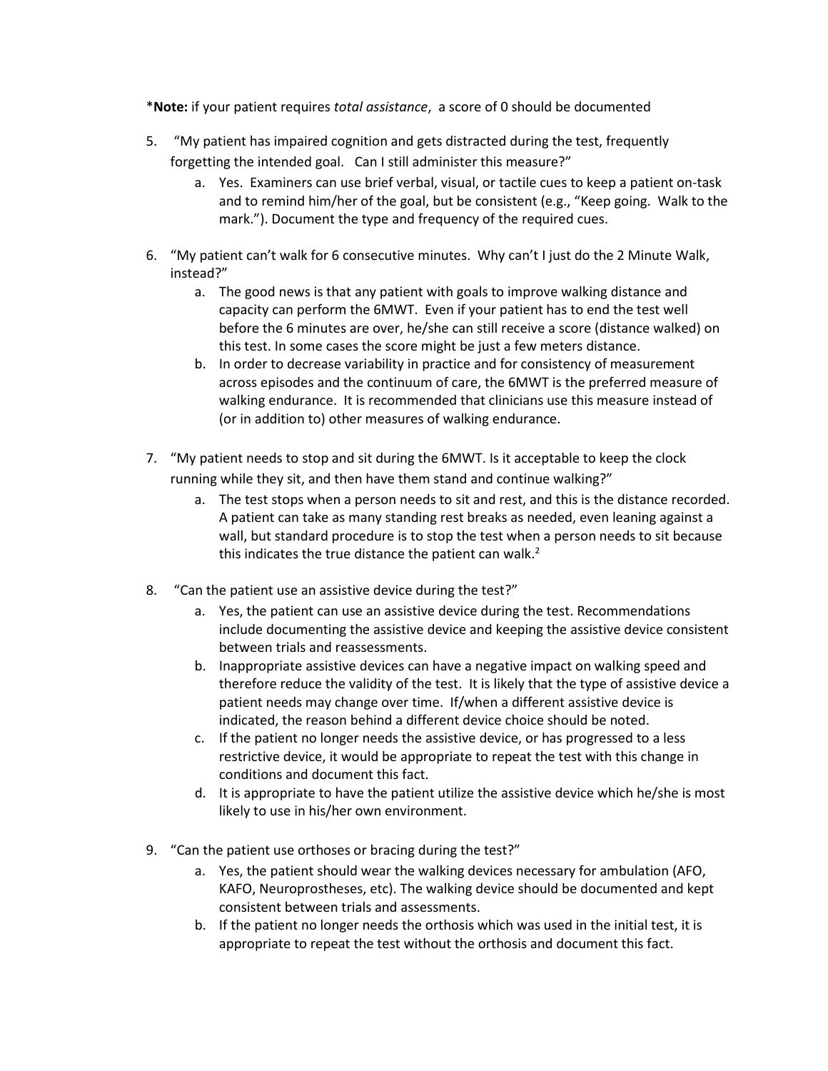***Note:** if your patient requires *total assistance*, a score of 0 should be documented

5. "My patient has impaired cognition and gets distracted during the test, frequently forgetting the intended goal. Can I still administer this measure?"
    a. Yes. Examiners can use brief verbal, visual, or tactile cues to keep a patient on-task and to remind him/her of the goal, but be consistent (e.g., "Keep going. Walk to the mark."). Document the type and frequency of the required cues.

6. "My patient can't walk for 6 consecutive minutes. Why can't I just do the 2 Minute Walk, instead?"
    a. The good news is that any patient with goals to improve walking distance and capacity can perform the 6MWT. Even if your patient has to end the test well before the 6 minutes are over, he/she can still receive a score (distance walked) on this test. In some cases the score might be just a few meters distance.
    b. In order to decrease variability in practice and for consistency of measurement across episodes and the continuum of care, the 6MWT is the preferred measure of walking endurance. It is recommended that clinicians use this measure instead of (or in addition to) other measures of walking endurance.

7. "My patient needs to stop and sit during the 6MWT. Is it acceptable to keep the clock running while they sit, and then have them stand and continue walking?"
    a. The test stops when a person needs to sit and rest, and this is the distance recorded. A patient can take as many standing rest breaks as needed, even leaning against a wall, but standard procedure is to stop the test when a person needs to sit because this indicates the true distance the patient can walk.[2]

8. "Can the patient use an assistive device during the test?"
    a. Yes, the patient can use an assistive device during the test. Recommendations include documenting the assistive device and keeping the assistive device consistent between trials and reassessments.
    b. Inappropriate assistive devices can have a negative impact on walking speed and therefore reduce the validity of the test. It is likely that the type of assistive device a patient needs may change over time. If/when a different assistive device is indicated, the reason behind a different device choice should be noted.
    c. If the patient no longer needs the assistive device, or has progressed to a less restrictive device, it would be appropriate to repeat the test with this change in conditions and document this fact.
    d. It is appropriate to have the patient utilize the assistive device which he/she is most likely to use in his/her own environment.

9. "Can the patient use orthoses or bracing during the test?"
    a. Yes, the patient should wear the walking devices necessary for ambulation (AFO, KAFO, Neuroprostheses, etc). The walking device should be documented and kept consistent between trials and assessments.
    b. If the patient no longer needs the orthosis which was used in the initial test, it is appropriate to repeat the test without the orthosis and document this fact.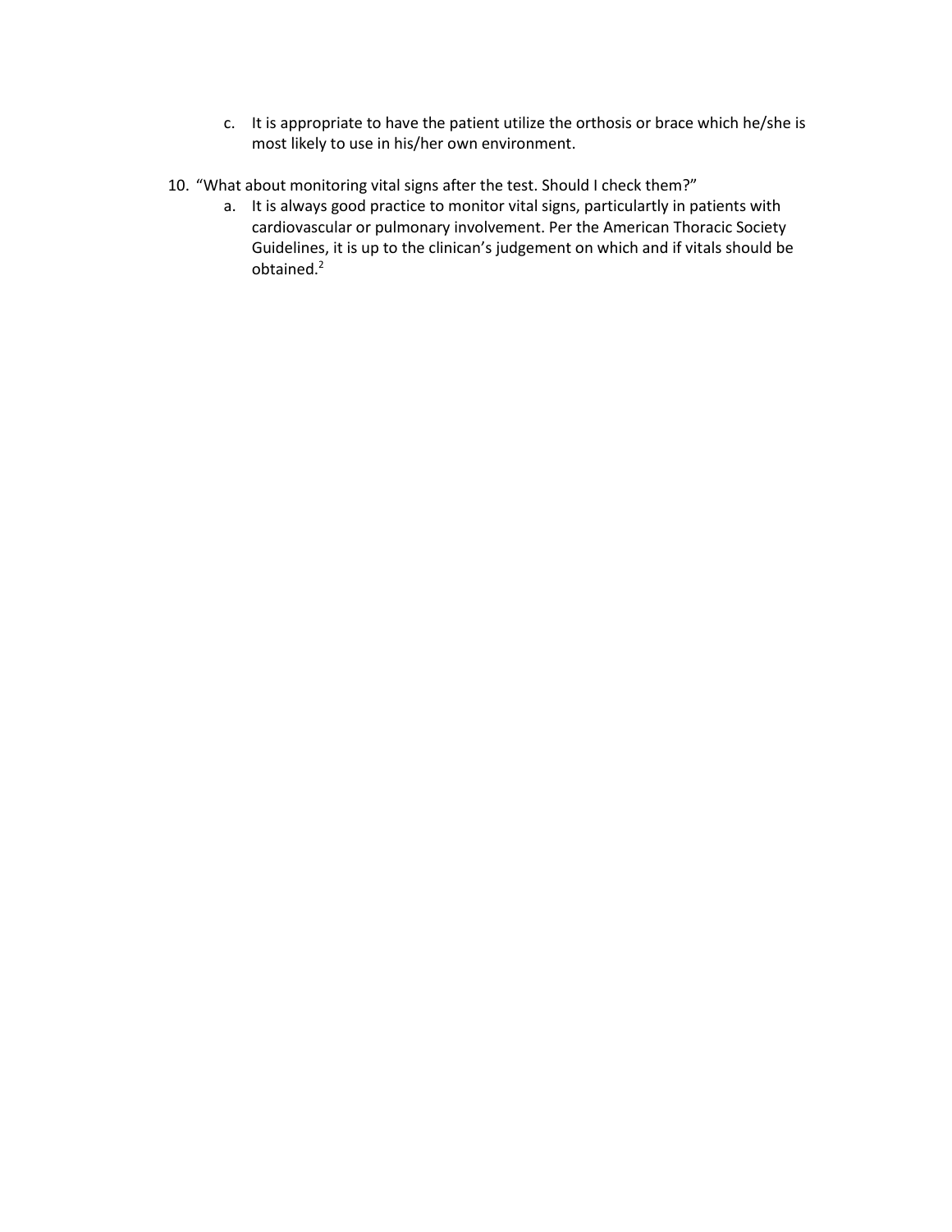c. It is appropriate to have the patient utilize the orthosis or brace which he/she is most likely to use in his/her own environment.

10. "What about monitoring vital signs after the test. Should I check them?"
    a. It is always good practice to monitor vital signs, particulartly in patients with cardiovascular or pulmonary involvement. Per the American Thoracic Society Guidelines, it is up to the clinican's judgement on which and if vitals should be obtained.[2]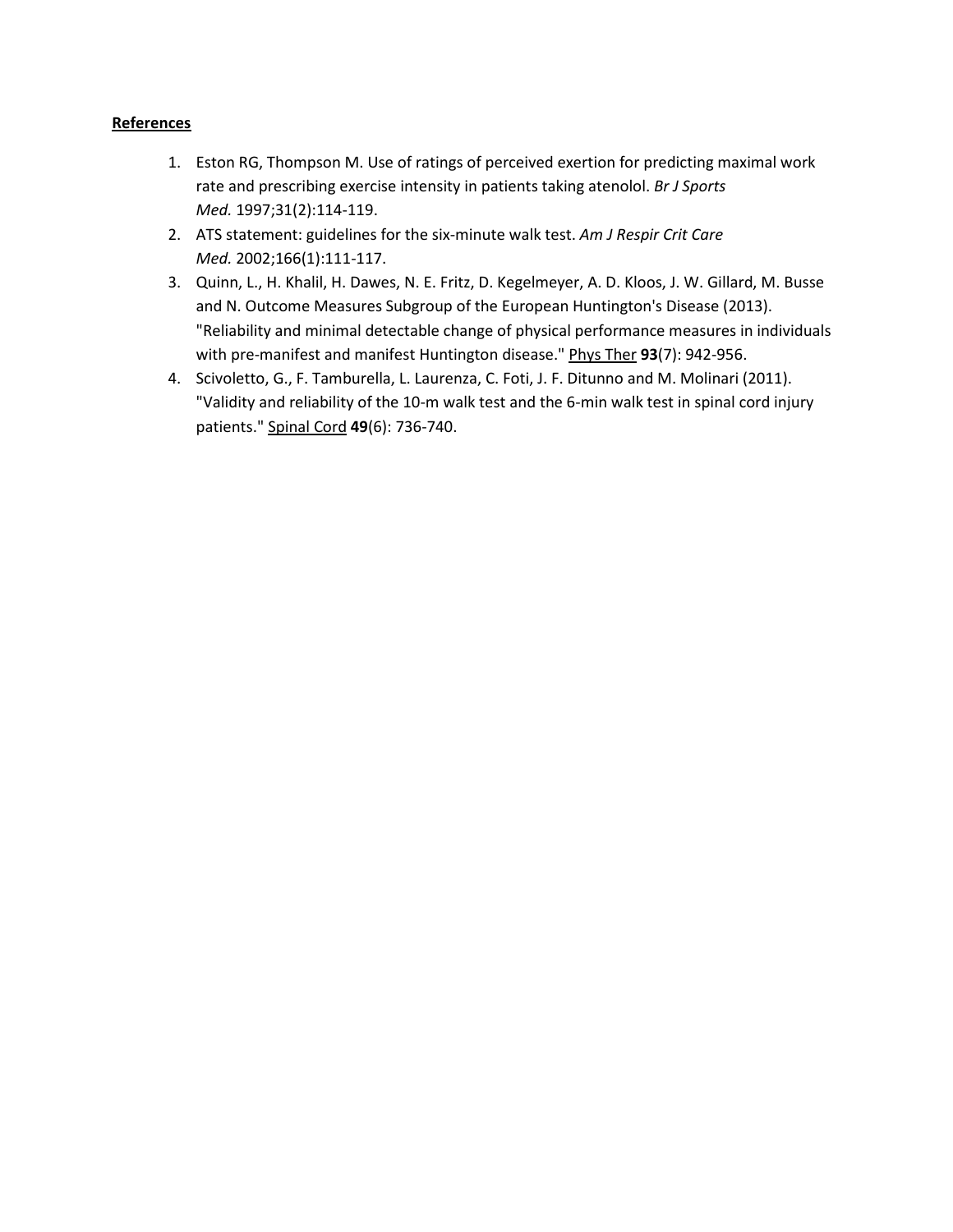**References**

1. Eston RG, Thompson M. Use of ratings of perceived exertion for predicting maximal work rate and prescribing exercise intensity in patients taking atenolol. *Br J Sports Med.* 1997;31(2):114-119.
2. ATS statement: guidelines for the six-minute walk test. *Am J Respir Crit Care Med.* 2002;166(1):111-117.
3. Quinn, L., H. Khalil, H. Dawes, N. E. Fritz, D. Kegelmeyer, A. D. Kloos, J. W. Gillard, M. Busse and N. Outcome Measures Subgroup of the European Huntington's Disease (2013). "Reliability and minimal detectable change of physical performance measures in individuals with pre-manifest and manifest Huntington disease." Phys Ther **93**(7): 942-956.
4. Scivoletto, G., F. Tamburella, L. Laurenza, C. Foti, J. F. Ditunno and M. Molinari (2011). "Validity and reliability of the 10-m walk test and the 6-min walk test in spinal cord injury patients." Spinal Cord **49**(6): 736-740.